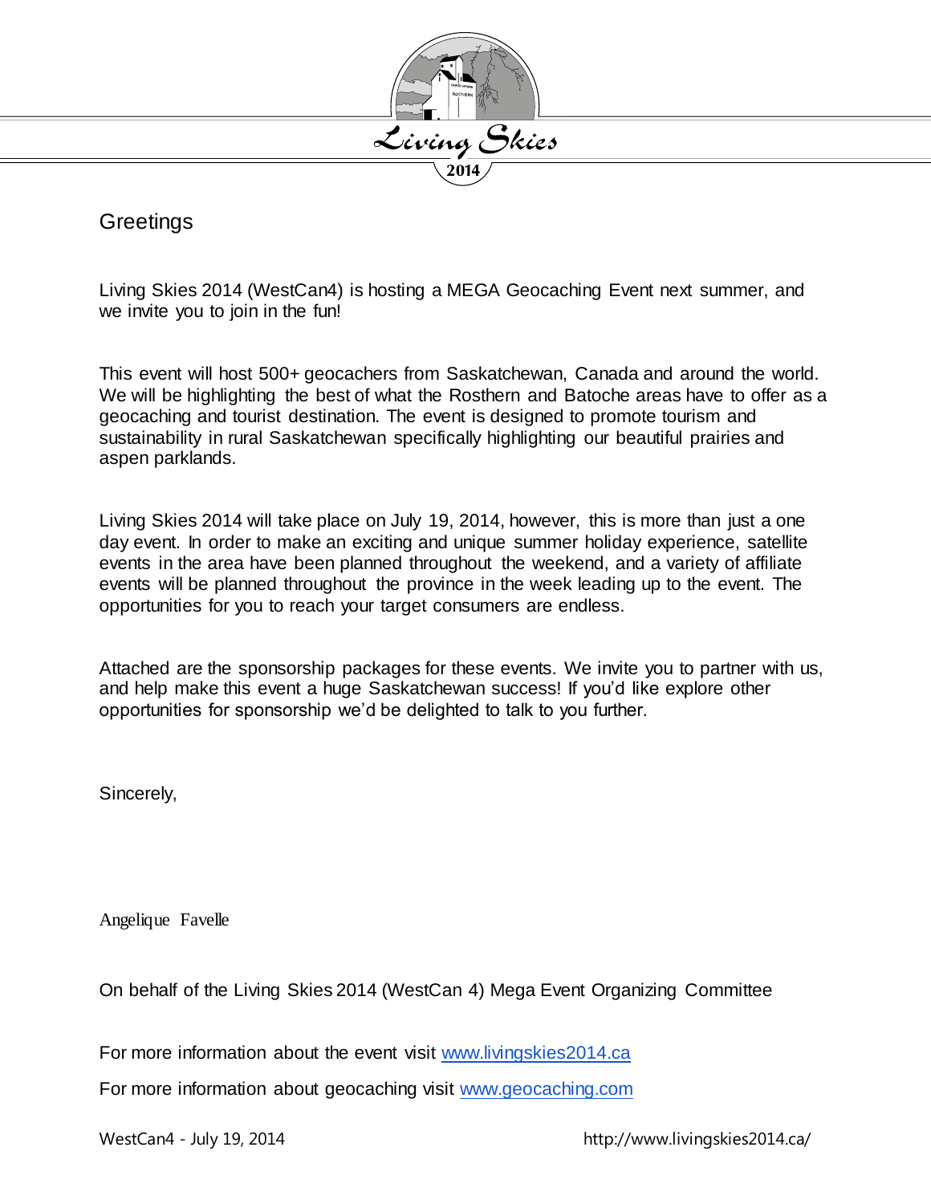Greetings

Living Skies 2014 (WestCan4) is hosting a MEGA Geocaching Event next summer, and we invite you to join in the fun!

This event will host 500+ geocachers from Saskatchewan, Canada and around the world. We will be highlighting the best of what the Rosthern and Batoche areas have to offer as a geocaching and tourist destination. The event is designed to promote tourism and sustainability in rural Saskatchewan specifically highlighting our beautiful prairies and aspen parklands.

Living Skies 2014 will take place on July 19, 2014, however, this is more than just a one day event. In order to make an exciting and unique summer holiday experience, satellite events in the area have been planned throughout the weekend, and a variety of affiliate events will be planned throughout the province in the week leading up to the event. The opportunities for you to reach your target consumers are endless.

Attached are the sponsorship packages for these events. We invite you to partner with us, and help make this event a huge Saskatchewan success! If you'd like explore other opportunities for sponsorship we'd be delighted to talk to you further.

Sincerely,

Angelique Favelle

On behalf of the Living Skies 2014 (WestCan 4) Mega Event Organizing Committee

For more information about the event visit [www.livingskies2014.ca](http://www.livingskies2014.ca)

For more information about geocaching visit [www.geocaching.com](http://www.geocaching.com)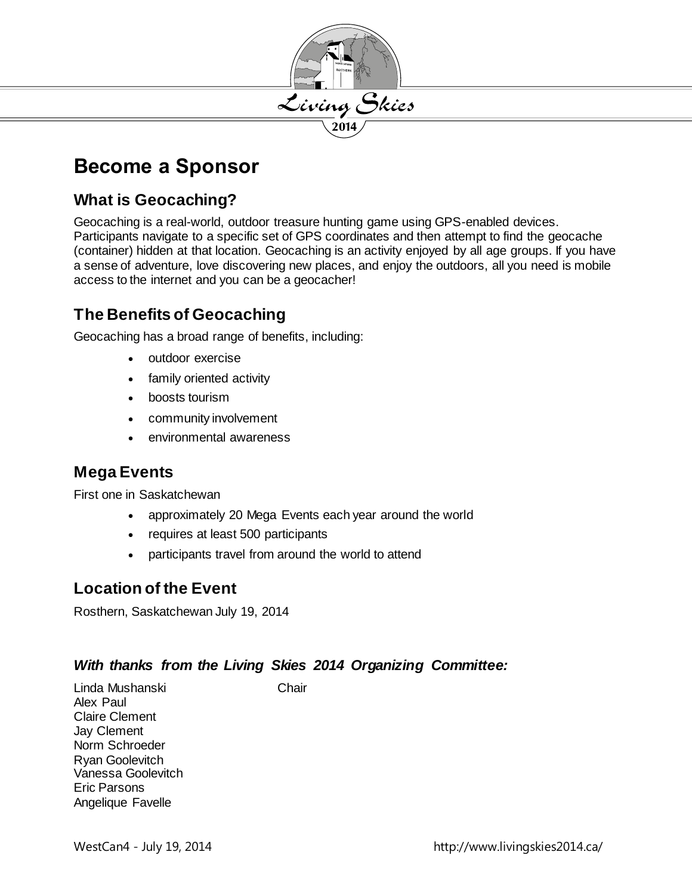# Become a Sponsor

## What is Geocaching?

Geocaching is a real-world, outdoor treasure hunting game using GPS-enabled devices. Participants navigate to a specific set of GPS coordinates and then attempt to find the geocache (container) hidden at that location. Geocaching is an activity enjoyed by all age groups. If you have a sense of adventure, love discovering new places, and enjoy the outdoors, all you need is mobile access to the internet and you can be a geocacher!

## The Benefits of Geocaching

Geocaching has a broad range of benefits, including:

- outdoor exercise
- family oriented activity
- boosts tourism
- community involvement
- environmental awareness

## Mega Events

First one in Saskatchewan

- approximately 20 Mega Events each year around the world
- requires at least 500 participants
- participants travel from around the world to attend

## Location of the Event

Rosthern, Saskatchewan July 19, 2014

### *With thanks from the Living Skies 2014 Organizing Committee:*

Linda Mushanski — Chair
Alex Paul
Claire Clement
Jay Clement
Norm Schroeder
Ryan Goolevitch
Vanessa Goolevitch
Eric Parsons
Angelique Favelle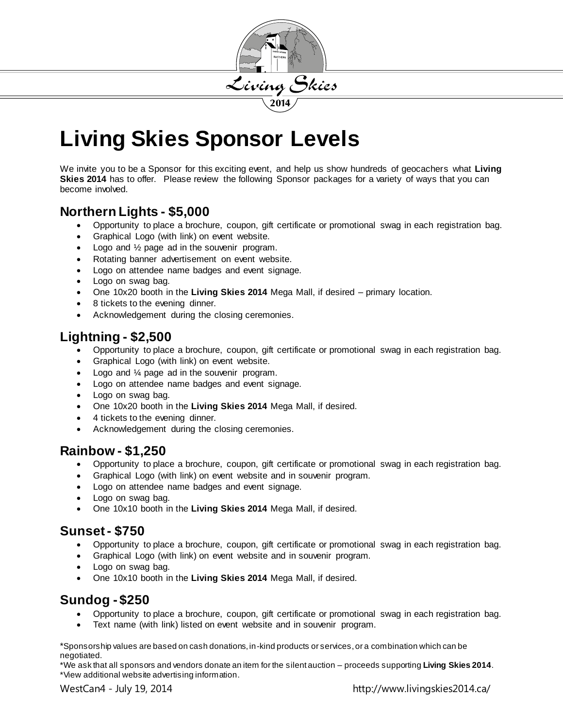# Living Skies Sponsor Levels

We invite you to be a Sponsor for this exciting event, and help us show hundreds of geocachers what **Living Skies 2014** has to offer. Please review the following Sponsor packages for a variety of ways that you can become involved.

## Northern Lights - $5,000

- Opportunity to place a brochure, coupon, gift certificate or promotional swag in each registration bag.
- Graphical Logo (with link) on event website.
- Logo and ½ page ad in the souvenir program.
- Rotating banner advertisement on event website.
- Logo on attendee name badges and event signage.
- Logo on swag bag.
- One 10x20 booth in the **Living Skies 2014** Mega Mall, if desired – primary location.
- 8 tickets to the evening dinner.
- Acknowledgement during the closing ceremonies.

## Lightning - $2,500

- Opportunity to place a brochure, coupon, gift certificate or promotional swag in each registration bag.
- Graphical Logo (with link) on event website.
- Logo and ¼ page ad in the souvenir program.
- Logo on attendee name badges and event signage.
- Logo on swag bag.
- One 10x20 booth in the **Living Skies 2014** Mega Mall, if desired.
- 4 tickets to the evening dinner.
- Acknowledgement during the closing ceremonies.

## Rainbow - $1,250

- Opportunity to place a brochure, coupon, gift certificate or promotional swag in each registration bag.
- Graphical Logo (with link) on event website and in souvenir program.
- Logo on attendee name badges and event signage.
- Logo on swag bag.
- One 10x10 booth in the **Living Skies 2014** Mega Mall, if desired.

## Sunset - $750

- Opportunity to place a brochure, coupon, gift certificate or promotional swag in each registration bag.
- Graphical Logo (with link) on event website and in souvenir program.
- Logo on swag bag.
- One 10x10 booth in the **Living Skies 2014** Mega Mall, if desired.

## Sundog - $250

- Opportunity to place a brochure, coupon, gift certificate or promotional swag in each registration bag.
- Text name (with link) listed on event website and in souvenir program.

*Sponsorship values are based on cash donations, in-kind products or services, or a combination which can be negotiated.
*We ask that all sponsors and vendors donate an item for the silent auction – proceeds supporting **Living Skies 2014**.
*View additional website advertising information.

WestCan4 - July 19, 2014 http://www.livingskies2014.ca/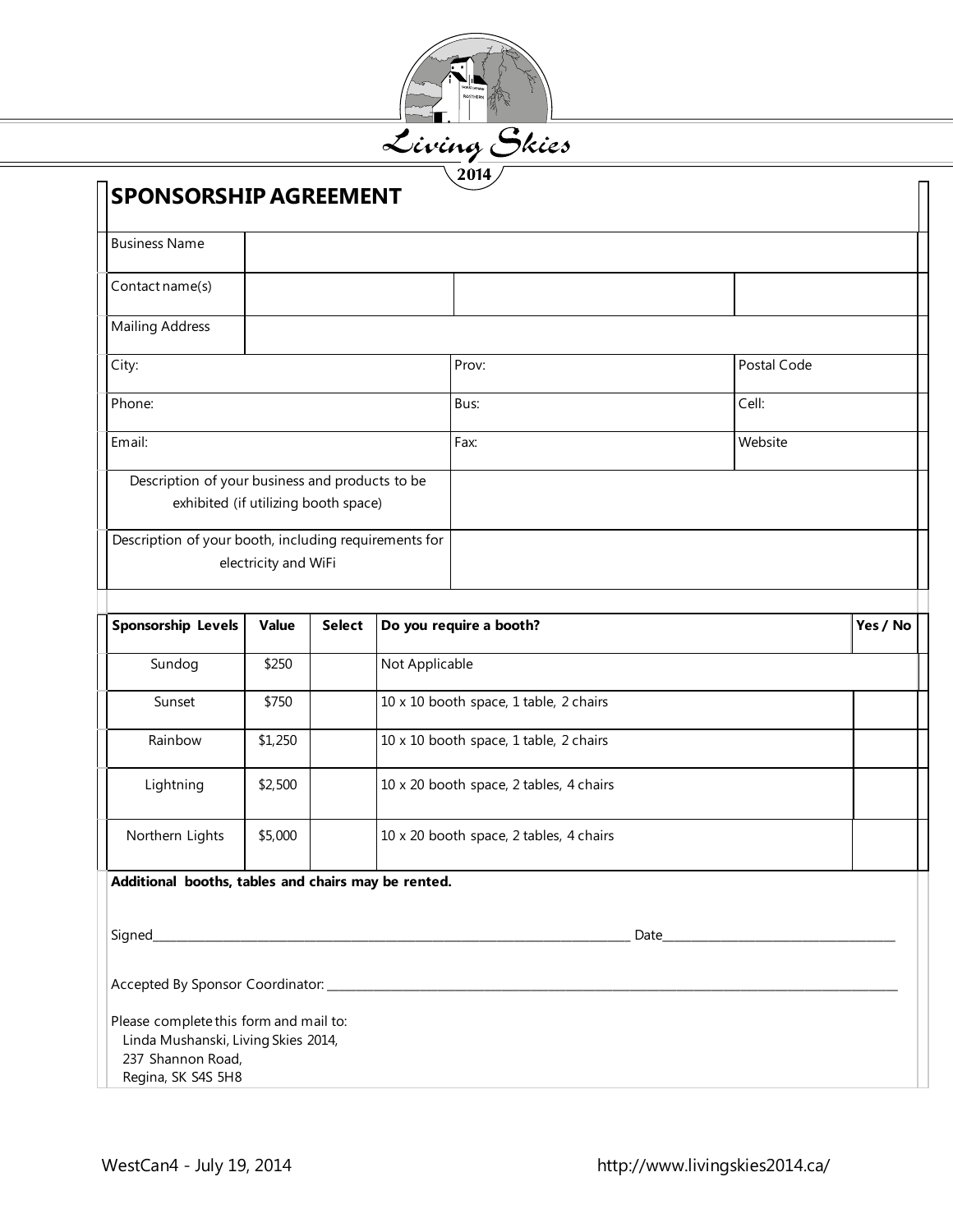## SPONSORSHIP AGREEMENT

| | | | |
|---|---|---|---|
| Business Name | | | |
| Contact name(s) | | | |
| Mailing Address | | | |
| City: | | Prov: | Postal Code |
| Phone: | | Bus: | Cell: |
| Email: | | Fax: | Website |
| Description of your business and products to be exhibited (if utilizing booth space) | | | |
| Description of your booth, including requirements for electricity and WiFi | | | |

| Sponsorship Levels | Value | Select | Do you require a booth? | Yes / No |
|---|---|---|---|---|
| Sundog | $250 | | Not Applicable | |
| Sunset | $750 | | 10 x 10 booth space, 1 table, 2 chairs | |
| Rainbow | $1,250 | | 10 x 10 booth space, 1 table, 2 chairs | |
| Lightning | $2,500 | | 10 x 20 booth space, 2 tables, 4 chairs | |
| Northern Lights | $5,000 | | 10 x 20 booth space, 2 tables, 4 chairs | |

**Additional booths, tables and chairs may be rented.**

Signed______________________________ Date______________________

Accepted By Sponsor Coordinator: ______________________________

Please complete this form and mail to:
Linda Mushanski, Living Skies 2014,
237 Shannon Road,
Regina, SK S4S 5H8